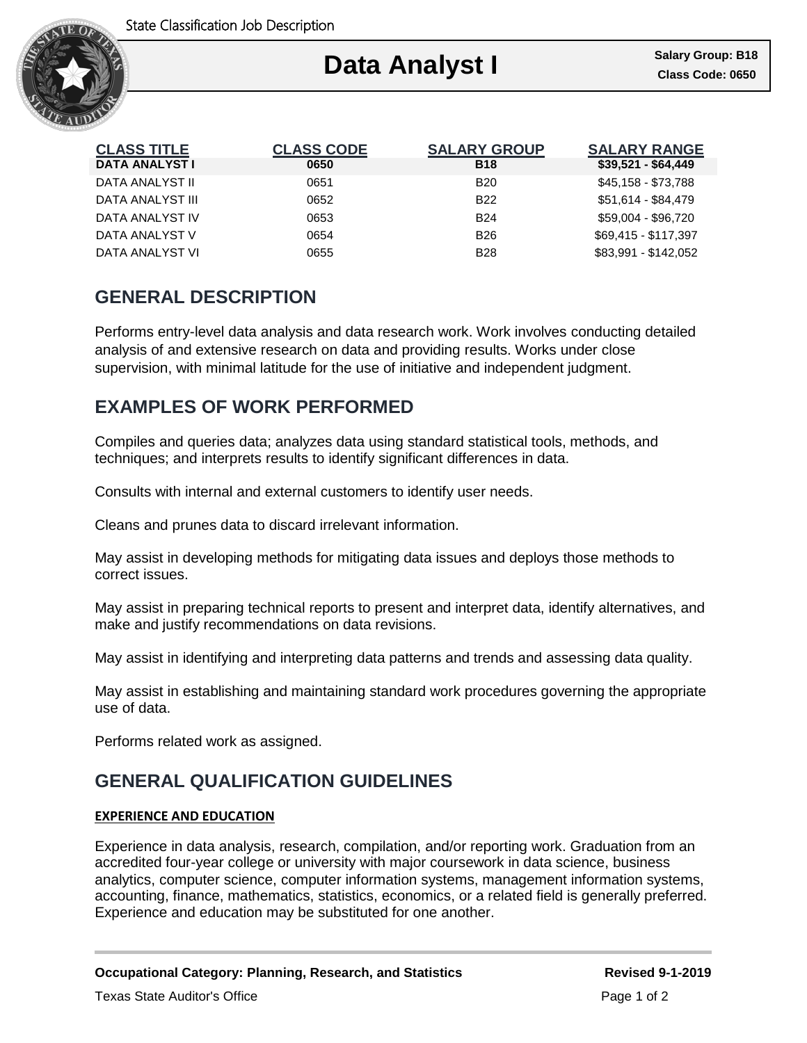# Data Analyst I

**Salary Group: B18**
**Class Code: 0650**

| CLASS TITLE | CLASS CODE | SALARY GROUP | SALARY RANGE |
| --- | --- | --- | --- |
| **DATA ANALYST I** | **0650** | **B18** | **$39,521 - $64,449** |
| DATA ANALYST II | 0651 | B20 | $45,158 - $73,788 |
| DATA ANALYST III | 0652 | B22 | $51,614 - $84,479 |
| DATA ANALYST IV | 0653 | B24 | $59,004 - $96,720 |
| DATA ANALYST V | 0654 | B26 | $69,415 - $117,397 |
| DATA ANALYST VI | 0655 | B28 | $83,991 - $142,052 |

## GENERAL DESCRIPTION

Performs entry-level data analysis and data research work. Work involves conducting detailed analysis of and extensive research on data and providing results. Works under close supervision, with minimal latitude for the use of initiative and independent judgment.

## EXAMPLES OF WORK PERFORMED

Compiles and queries data; analyzes data using standard statistical tools, methods, and techniques; and interprets results to identify significant differences in data.

Consults with internal and external customers to identify user needs.

Cleans and prunes data to discard irrelevant information.

May assist in developing methods for mitigating data issues and deploys those methods to correct issues.

May assist in preparing technical reports to present and interpret data, identify alternatives, and make and justify recommendations on data revisions.

May assist in identifying and interpreting data patterns and trends and assessing data quality.

May assist in establishing and maintaining standard work procedures governing the appropriate use of data.

Performs related work as assigned.

## GENERAL QUALIFICATION GUIDELINES

### EXPERIENCE AND EDUCATION

Experience in data analysis, research, compilation, and/or reporting work. Graduation from an accredited four-year college or university with major coursework in data science, business analytics, computer science, computer information systems, management information systems, accounting, finance, mathematics, statistics, economics, or a related field is generally preferred. Experience and education may be substituted for one another.

**Occupational Category: Planning, Research, and Statistics** **Revised 9-1-2019**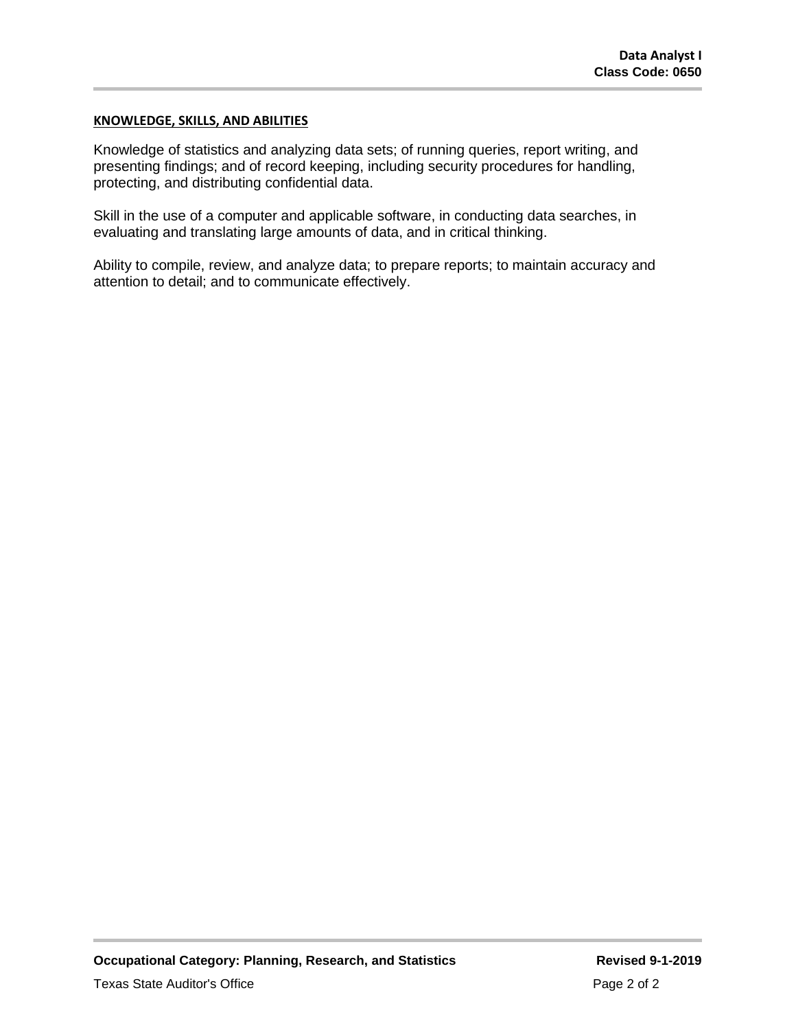## KNOWLEDGE, SKILLS, AND ABILITIES

Knowledge of statistics and analyzing data sets; of running queries, report writing, and presenting findings; and of record keeping, including security procedures for handling, protecting, and distributing confidential data.

Skill in the use of a computer and applicable software, in conducting data searches, in evaluating and translating large amounts of data, and in critical thinking.

Ability to compile, review, and analyze data; to prepare reports; to maintain accuracy and attention to detail; and to communicate effectively.